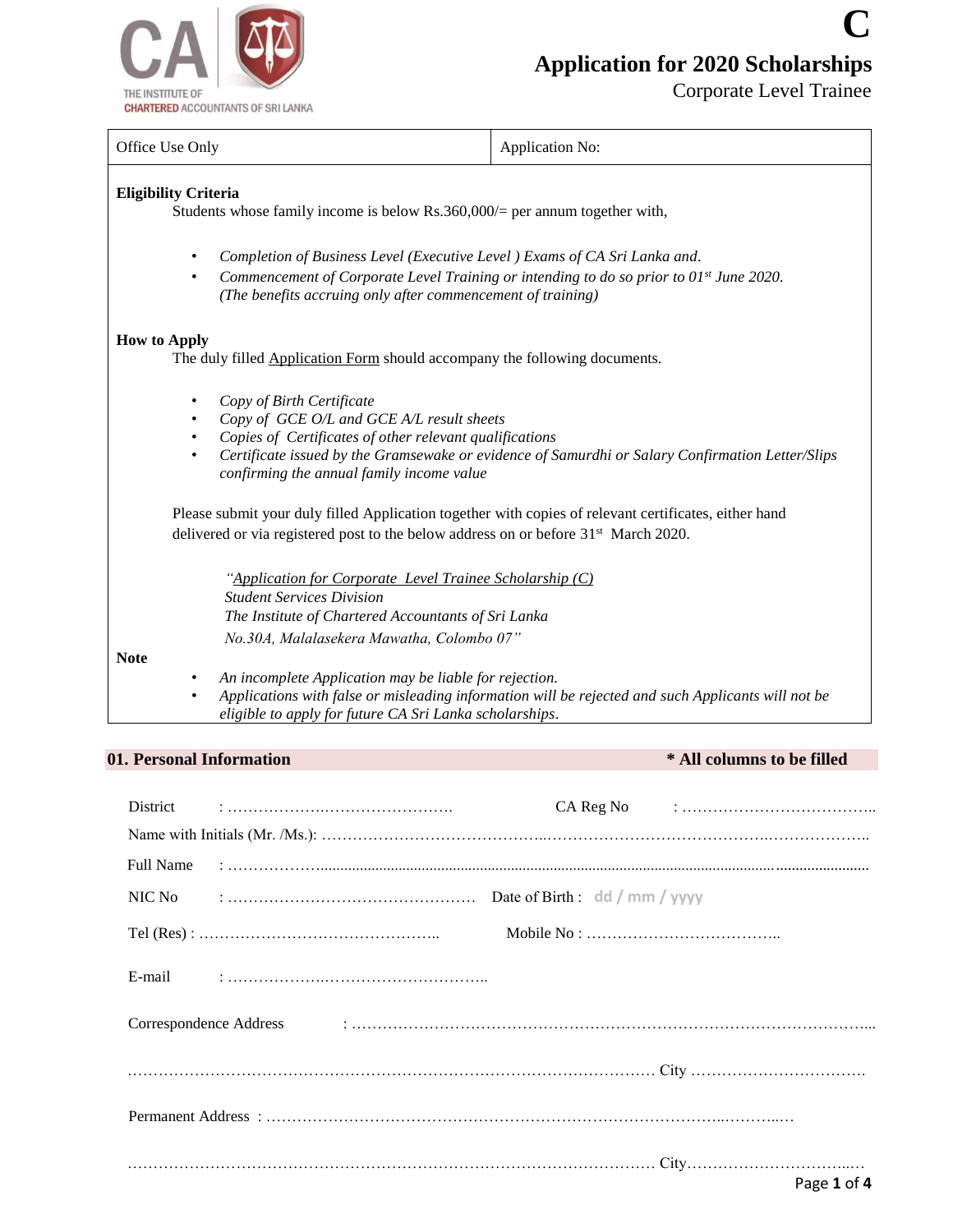THE INSTITUTE OF CHARTERED ACCOUNTANTS OF SRI LANKA

**C**

# Application for 2020 Scholarships

Corporate Level Trainee

| Office Use Only | Application No: |
|---|---|

**Eligibility Criteria**

Students whose family income is below Rs.360,000/= per annum together with,

- *Completion of Business Level (Executive Level ) Exams of CA Sri Lanka and.*
- *Commencement of Corporate Level Training or intending to do so prior to 01st June 2020. (The benefits accruing only after commencement of training)*

**How to Apply**

The duly filled Application Form should accompany the following documents.

- *Copy of Birth Certificate*
- *Copy of GCE O/L and GCE A/L result sheets*
- *Copies of Certificates of other relevant qualifications*
- *Certificate issued by the Gramsewake or evidence of Samurdhi or Salary Confirmation Letter/Slips confirming the annual family income value*

Please submit your duly filled Application together with copies of relevant certificates, either hand delivered or via registered post to the below address on or before 31st March 2020.

*"Application for Corporate Level Trainee Scholarship (C)*
*Student Services Division*
*The Institute of Chartered Accountants of Sri Lanka*
*No.30A, Malalasekera Mawatha, Colombo 07"*

**Note**

- *An incomplete Application may be liable for rejection.*
- *Applications with false or misleading information will be rejected and such Applicants will not be eligible to apply for future CA Sri Lanka scholarships.*

## 01. Personal Information

**\* All columns to be filled**

District : ……………………………………………. CA Reg No : ………………………………..

Name with Initials (Mr. /Ms.): ……………………………………………………………………………………………………..

Full Name : ………………………………………………………………………………………………………………………

NIC No : ………………………………………… Date of Birth : dd / mm / yyyy

Tel (Res) : ……………………………………….. Mobile No : ………………………………..

E-mail : ………………………………………………..

Correspondence Address : ……………………………………………………………………………………………...

………………………………………………………………………………………… City …………………………….

Permanent Address : …………………………………………………………………………………………….

………………………………………………………………………………………… City…………………………….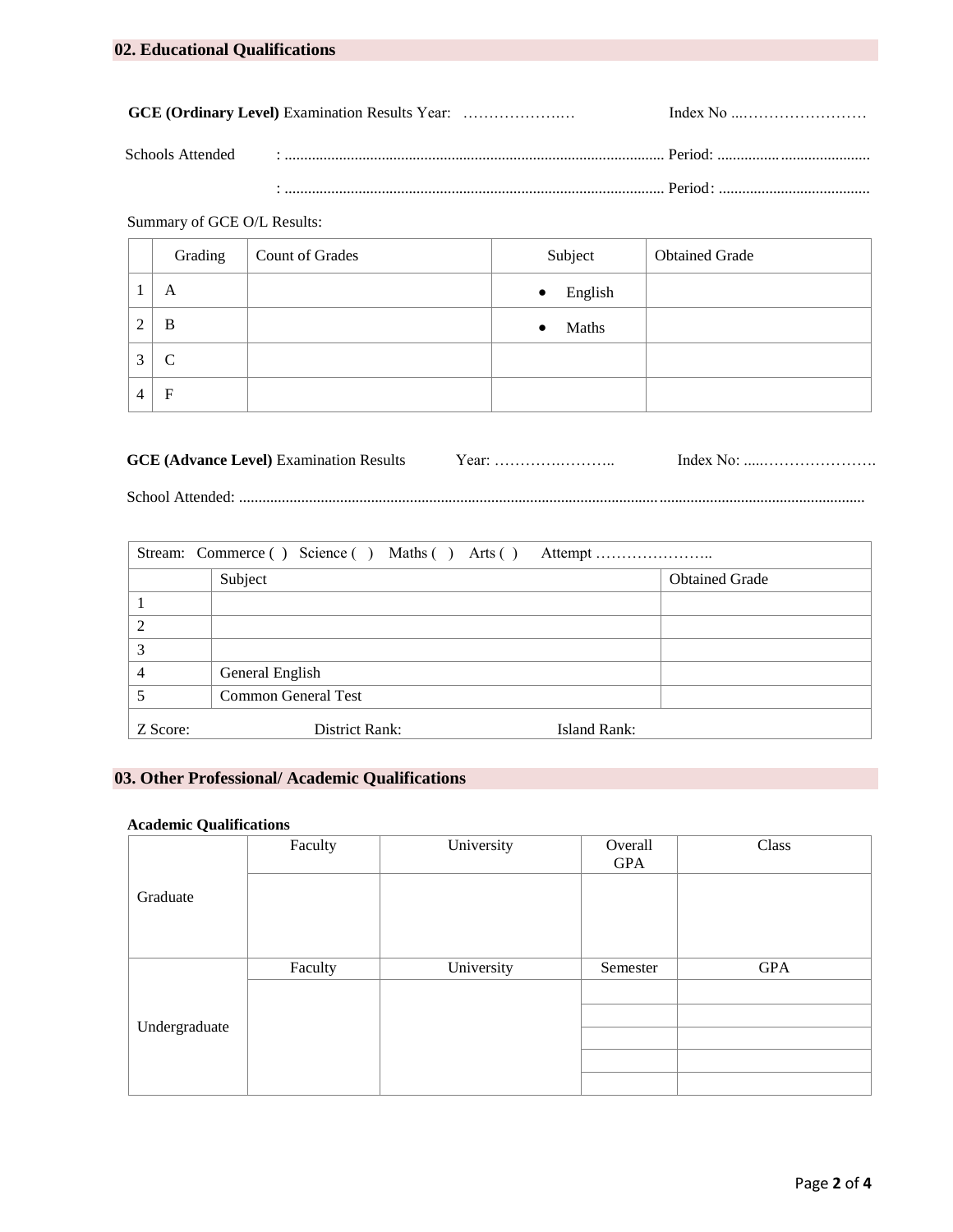## 02. Educational Qualifications

**GCE (Ordinary Level)** Examination Results Year: …………………. Index No ..…………………….

Schools Attended : ................................................................................................ Period: ........................................

: ................................................................................................ Period: .......................................

Summary of GCE O/L Results:

| | Grading | Count of Grades | Subject | Obtained Grade |
|---|---|---|---|---|
| 1 | A | | • English | |
| 2 | B | | • Maths | |
| 3 | C | | | |
| 4 | F | | | |

**GCE (Advance Level)** Examination Results Year: ………………….. Index No: .....………………….

School Attended: ...........................................................................................................................................................

| Stream: Commerce ( ) Science ( ) Maths ( ) Arts ( ) Attempt ………………….. | | |
|---|---|---|
| | Subject | Obtained Grade |
| 1 | | |
| 2 | | |
| 3 | | |
| 4 | General English | |
| 5 | Common General Test | |
| Z Score: District Rank: Island Rank: | | |

## 03. Other Professional/ Academic Qualifications

**Academic Qualifications**

| | Faculty | University | Overall GPA | Class |
|---|---|---|---|---|
| Graduate | | | | |
| | **Faculty** | **University** | **Semester** | **GPA** |
| Undergraduate | | | | |
| | | | | |
| | | | | |
| | | | | |
| | | | | |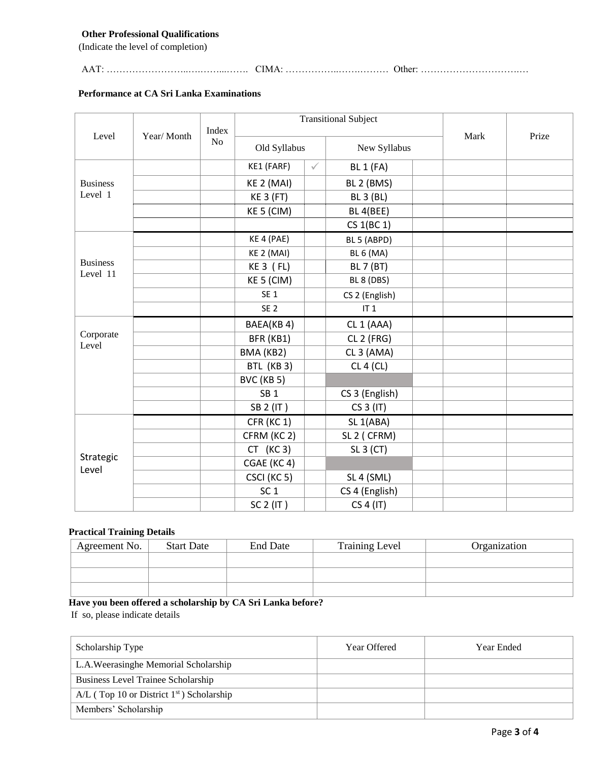**Other Professional Qualifications**

(Indicate the level of completion)

AAT: ……………………..….……...……. CIMA: ……………..…….……… Other: …………………………..…

**Performance at CA Sri Lanka Examinations**

| Level | Year/ Month | Index No | Transitional Subject | | | | Mark | Prize |
|---|---|---|---|---|---|---|---|---|
| | | | Old Syllabus | | New Syllabus | | | |
| Business Level 1 | | | KE1 (FARF) | ✓ | BL 1 (FA) | | | |
| | | | KE 2 (MAI) | | BL 2 (BMS) | | | |
| | | | KE 3 (FT) | | BL 3 (BL) | | | |
| | | | KE 5 (CIM) | | BL 4(BEE) | | | |
| | | | | | CS 1(BC 1) | | | |
| Business Level 11 | | | KE 4 (PAE) | | BL 5 (ABPD) | | | |
| | | | KE 2 (MAI) | | BL 6 (MA) | | | |
| | | | KE 3 ( FL) | | BL 7 (BT) | | | |
| | | | KE 5 (CIM) | | BL 8 (DBS) | | | |
| | | | SE 1 | | CS 2 (English) | | | |
| | | | SE 2 | | IT 1 | | | |
| Corporate Level | | | BAEA(KB 4) | | CL 1 (AAA) | | | |
| | | | BFR (KB1) | | CL 2 (FRG) | | | |
| | | | BMA (KB2) | | CL 3 (AMA) | | | |
| | | | BTL (KB 3) | | CL 4 (CL) | | | |
| | | | BVC (KB 5) | | | | | |
| | | | SB 1 | | CS 3 (English) | | | |
| | | | SB 2 (IT ) | | CS 3 (IT) | | | |
| Strategic Level | | | CFR (KC 1) | | SL 1(ABA) | | | |
| | | | CFRM (KC 2) | | SL 2 ( CFRM) | | | |
| | | | CT (KC 3) | | SL 3 (CT) | | | |
| | | | CGAE (KC 4) | | | | | |
| | | | CSCI (KC 5) | | SL 4 (SML) | | | |
| | | | SC 1 | | CS 4 (English) | | | |
| | | | SC 2 (IT ) | | CS 4 (IT) | | | |

**Practical Training Details**

| Agreement No. | Start Date | End Date | Training Level | Organization |
|---|---|---|---|---|
| | | | | |
| | | | | |
| | | | | |

**Have you been offered a scholarship by CA Sri Lanka before?**

If so, please indicate details

| Scholarship Type | Year Offered | Year Ended |
|---|---|---|
| L.A.Weerasinghe Memorial Scholarship | | |
| Business Level Trainee Scholarship | | |
| A/L ( Top 10 or District 1st ) Scholarship | | |
| Members' Scholarship | | |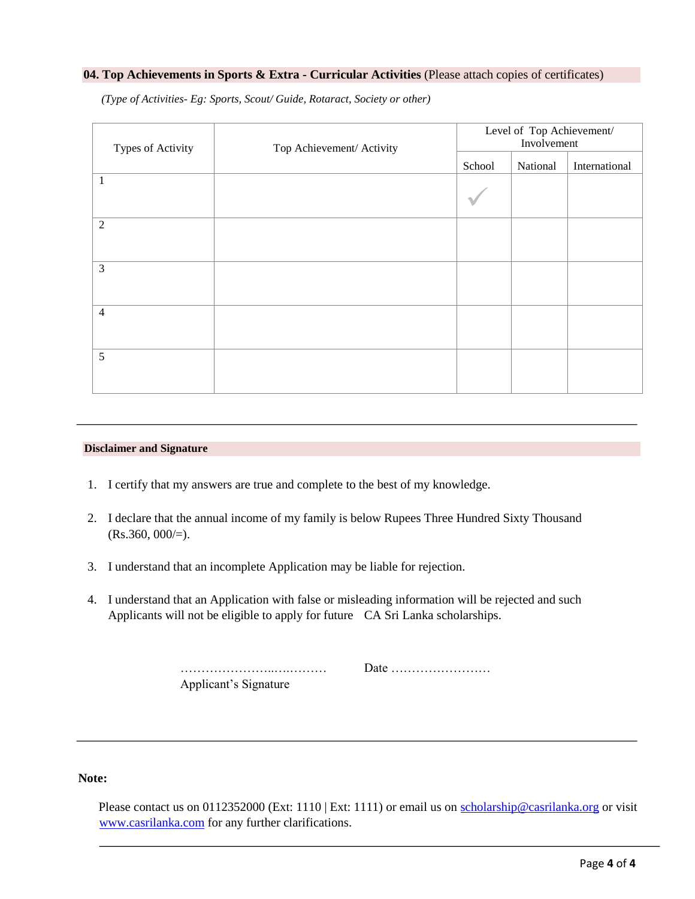**04. Top Achievements in Sports & Extra - Curricular Activities** (Please attach copies of certificates)

*(Type of Activities- Eg: Sports, Scout/ Guide, Rotaract, Society or other)*

| Types of Activity | Top Achievement/ Activity | Level of Top Achievement/ Involvement | | |
|---|---|---|---|---|
| | | School | National | International |
| 1 | | ✓ | | |
| 2 | | | | |
| 3 | | | | |
| 4 | | | | |
| 5 | | | | |

---

**Disclaimer and Signature**

1. I certify that my answers are true and complete to the best of my knowledge.

2. I declare that the annual income of my family is below Rupees Three Hundred Sixty Thousand (Rs.360, 000/=).

3. I understand that an incomplete Application may be liable for rejection.

4. I understand that an Application with false or misleading information will be rejected and such Applicants will not be eligible to apply for future CA Sri Lanka scholarships.

………………….....…..……… Date ……………………
Applicant's Signature

---

**Note:**

Please contact us on 0112352000 (Ext: 1110 | Ext: 1111) or email us on scholarship@casrilanka.org or visit www.casrilanka.com for any further clarifications.